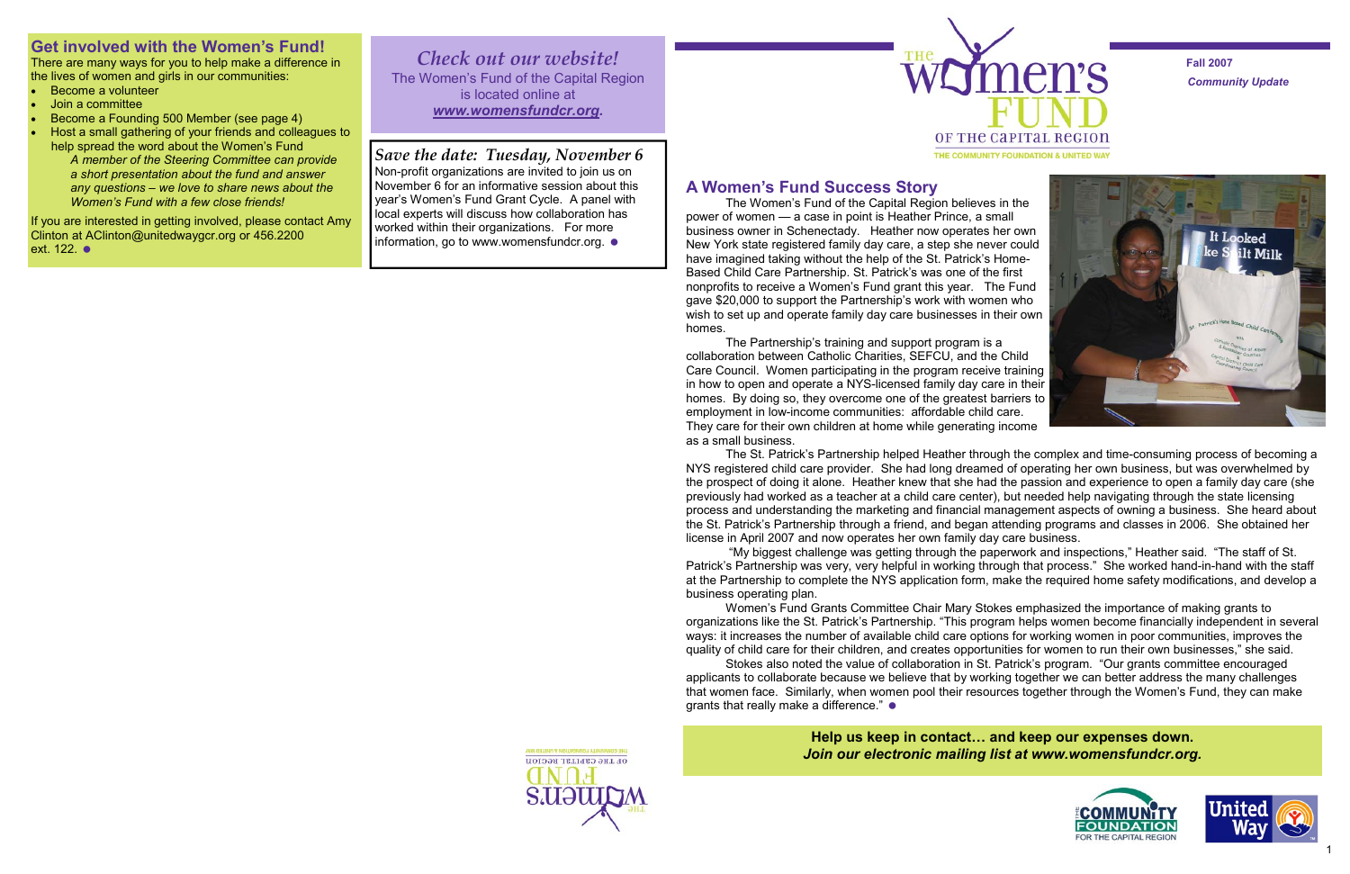## Get involved with the Women's Fund!

There are many ways for you to help make a difference in the lives of women and girls in our communities:

- Become a volunteer
- Join a committee
- Become a Founding 500 Member (see page 4)
- Host a small gathering of your friends and colleagues to help spread the word about the Women's Fund
  *A member of the Steering Committee can provide a short presentation about the fund and answer any questions – we love to share news about the Women's Fund with a few close friends!*

If you are interested in getting involved, please contact Amy Clinton at AClinton@unitedwaygcr.org or 456.2200 ext. 122. ●

## *Check out our website!*

The Women's Fund of the Capital Region is located online at ***www.womensfundcr.org.***

## *Save the date: Tuesday, November 6*

Non-profit organizations are invited to join us on November 6 for an informative session about this year's Women's Fund Grant Cycle. A panel with local experts will discuss how collaboration has worked within their organizations. For more information, go to www.womensfundcr.org. ●

# The Women's Fund of the Capital Region

THE COMMUNITY FOUNDATION & UNITED WAY

**Fall 2007**

***Community Update***

## A Women's Fund Success Story

The Women's Fund of the Capital Region believes in the power of women — a case in point is Heather Prince, a small business owner in Schenectady. Heather now operates her own New York state registered family day care, a step she never could have imagined taking without the help of the St. Patrick's Home-Based Child Care Partnership. St. Patrick's was one of the first nonprofits to receive a Women's Fund grant this year. The Fund gave $20,000 to support the Partnership's work with women who wish to set up and operate family day care businesses in their own homes.

The Partnership's training and support program is a collaboration between Catholic Charities, SEFCU, and the Child Care Council. Women participating in the program receive training in how to open and operate a NYS-licensed family day care in their homes. By doing so, they overcome one of the greatest barriers to employment in low-income communities: affordable child care. They care for their own children at home while generating income as a small business.

The St. Patrick's Partnership helped Heather through the complex and time-consuming process of becoming a NYS registered child care provider. She had long dreamed of operating her own business, but was overwhelmed by the prospect of doing it alone. Heather knew that she had the passion and experience to open a family day care (she previously had worked as a teacher at a child care center), but needed help navigating through the state licensing process and understanding the marketing and financial management aspects of owning a business. She heard about the St. Patrick's Partnership through a friend, and began attending programs and classes in 2006. She obtained her license in April 2007 and now operates her own family day care business.

"My biggest challenge was getting through the paperwork and inspections," Heather said. "The staff of St. Patrick's Partnership was very, very helpful in working through that process." She worked hand-in-hand with the staff at the Partnership to complete the NYS application form, make the required home safety modifications, and develop a business operating plan.

Women's Fund Grants Committee Chair Mary Stokes emphasized the importance of making grants to organizations like the St. Patrick's Partnership. "This program helps women become financially independent in several ways: it increases the number of available child care options for working women in poor communities, improves the quality of child care for their children, and creates opportunities for women to run their own businesses," she said.

Stokes also noted the value of collaboration in St. Patrick's program. "Our grants committee encouraged applicants to collaborate because we believe that by working together we can better address the many challenges that women face. Similarly, when women pool their resources together through the Women's Fund, they can make grants that really make a difference." ●

**Help us keep in contact… and keep our expenses down.**
***Join our electronic mailing list at www.womensfundcr.org.***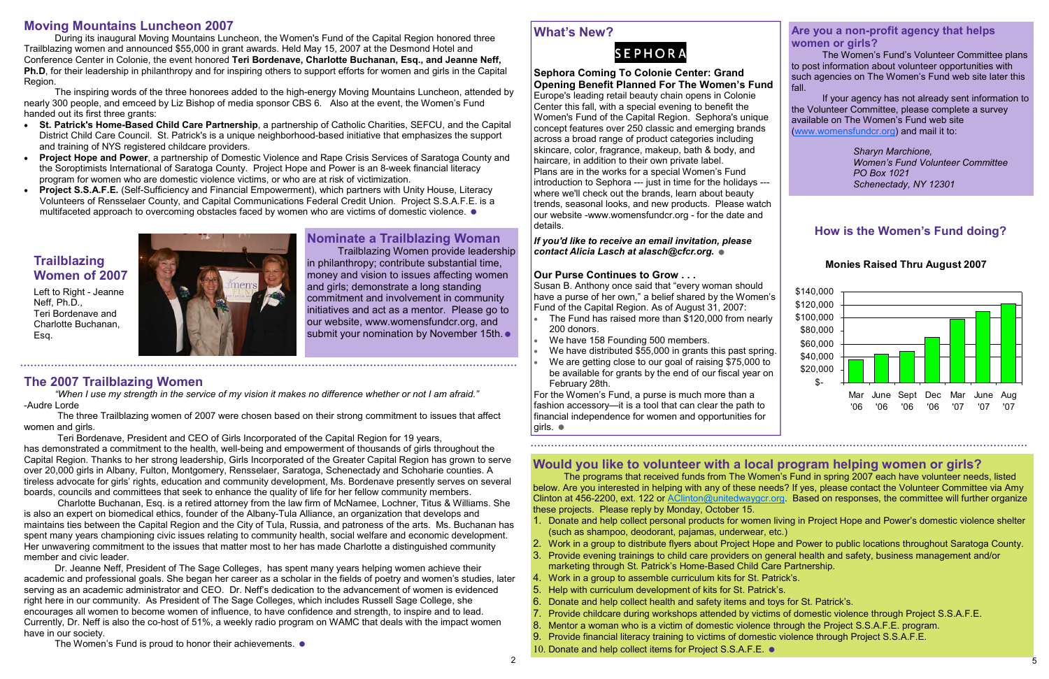## Moving Mountains Luncheon 2007

During its inaugural Moving Mountains Luncheon, the Women's Fund of the Capital Region honored three Trailblazing women and announced $55,000 in grant awards. Held May 15, 2007 at the Desmond Hotel and Conference Center in Colonie, the event honored **Teri Bordenave, Charlotte Buchanan, Esq., and Jeanne Neff, Ph.D**, for their leadership in philanthropy and for inspiring others to support efforts for women and girls in the Capital Region.

The inspiring words of the three honorees added to the high-energy Moving Mountains Luncheon, attended by nearly 300 people, and emceed by Liz Bishop of media sponsor CBS 6. Also at the event, the Women's Fund handed out its first three grants:

- **St. Patrick's Home-Based Child Care Partnership**, a partnership of Catholic Charities, SEFCU, and the Capital District Child Care Council. St. Patrick's is a unique neighborhood-based initiative that emphasizes the support and training of NYS registered childcare providers.
- **Project Hope and Power**, a partnership of Domestic Violence and Rape Crisis Services of Saratoga County and the Soroptimists International of Saratoga County. Project Hope and Power is an 8-week financial literacy program for women who are domestic violence victims, or who are at risk of victimization.
- **Project S.S.A.F.E.** (Self-Sufficiency and Financial Empowerment), which partners with Unity House, Literacy Volunteers of Rensselaer County, and Capital Communications Federal Credit Union. Project S.S.A.F.E. is a multifaceted approach to overcoming obstacles faced by women who are victims of domestic violence. ●

### Trailblazing Women of 2007

Left to Right - Jeanne Neff, Ph.D., Teri Bordenave and Charlotte Buchanan, Esq.

### Nominate a Trailblazing Woman

Trailblazing Women provide leadership in philanthropy; contribute substantial time, money and vision to issues affecting women and girls; demonstrate a long standing commitment and involvement in community initiatives and act as a mentor. Please go to our website, www.womensfundcr.org, and submit your nomination by November 15th. ●

## The 2007 Trailblazing Women

*"When I use my strength in the service of my vision it makes no difference whether or not I am afraid."* -Audre Lorde

The three Trailblazing women of 2007 were chosen based on their strong commitment to issues that affect women and girls.

Teri Bordenave, President and CEO of Girls Incorporated of the Capital Region for 19 years, has demonstrated a commitment to the health, well-being and empowerment of thousands of girls throughout the Capital Region. Thanks to her strong leadership, Girls Incorporated of the Greater Capital Region has grown to serve over 20,000 girls in Albany, Fulton, Montgomery, Rensselaer, Saratoga, Schenectady and Schoharie counties. A tireless advocate for girls' rights, education and community development, Ms. Bordenave presently serves on several boards, councils and committees that seek to enhance the quality of life for her fellow community members.

Charlotte Buchanan, Esq. is a retired attorney from the law firm of McNamee, Lochner, Titus & Williams. She is also an expert on biomedical ethics, founder of the Albany-Tula Alliance, an organization that develops and maintains ties between the Capital Region and the City of Tula, Russia, and patroness of the arts. Ms. Buchanan has spent many years championing civic issues relating to community health, social welfare and economic development. Her unwavering commitment to the issues that matter most to her has made Charlotte a distinguished community member and civic leader.

Dr. Jeanne Neff, President of The Sage Colleges, has spent many years helping women achieve their academic and professional goals. She began her career as a scholar in the fields of poetry and women's studies, later serving as an academic administrator and CEO. Dr. Neff's dedication to the advancement of women is evidenced right here in our community. As President of The Sage Colleges, which includes Russell Sage College, she encourages all women to become women of influence, to have confidence and strength, to inspire and to lead. Currently, Dr. Neff is also the co-host of 51%, a weekly radio program on WAMC that deals with the impact women have in our society.

The Women's Fund is proud to honor their achievements. ●

## What's New?

SEPHORA

### Sephora Coming To Colonie Center: Grand Opening Benefit Planned For The Women's Fund

Europe's leading retail beauty chain opens in Colonie Center this fall, with a special evening to benefit the Women's Fund of the Capital Region. Sephora's unique concept features over 250 classic and emerging brands across a broad range of product categories including skincare, color, fragrance, makeup, bath & body, and haircare, in addition to their own private label.

Plans are in the works for a special Women's Fund introduction to Sephora --- just in time for the holidays --- where we'll check out the brands, learn about beauty trends, seasonal looks, and new products. Please watch our website -www.womensfundcr.org - for the date and details.

***If you'd like to receive an email invitation, please contact Alicia Lasch at alasch@cfcr.org.*** ●

### Our Purse Continues to Grow . . .

Susan B. Anthony once said that "every woman should have a purse of her own," a belief shared by the Women's Fund of the Capital Region. As of August 31, 2007:

- The Fund has raised more than $120,000 from nearly 200 donors.
- We have 158 Founding 500 members.
- We have distributed $55,000 in grants this past spring.
- We are getting close to our goal of raising $75,000 to be available for grants by the end of our fiscal year on February 28th.

For the Women's Fund, a purse is much more than a fashion accessory—it is a tool that can clear the path to financial independence for women and opportunities for girls. ●

## Are you a non-profit agency that helps women or girls?

The Women's Fund's Volunteer Committee plans to post information about volunteer opportunities with such agencies on The Women's Fund web site later this fall.

If your agency has not already sent information to the Volunteer Committee, please complete a survey available on The Women's Fund web site (www.womensfundcr.org) and mail it to:

*Sharyn Marchione,*
*Women's Fund Volunteer Committee*
*PO Box 1021*
*Schenectady, NY 12301*

## How is the Women's Fund doing?

**Monies Raised Thru August 2007**

$140,000
$120,000
$100,000
$80,000
$60,000
$40,000
$20,000
$-

Mar '06, June '06, Sept '06, Dec '06, Mar '07, June '07, Aug '07

## Would you like to volunteer with a local program helping women or girls?

The programs that received funds from The Women's Fund in spring 2007 each have volunteer needs, listed below. Are you interested in helping with any of these needs? If yes, please contact the Volunteer Committee via Amy Clinton at 456-2200, ext. 122 or AClinton@unitedwaygcr.org. Based on responses, the committee will further organize these projects. Please reply by Monday, October 15.

1. Donate and help collect personal products for women living in Project Hope and Power's domestic violence shelter (such as shampoo, deodorant, pajamas, underwear, etc.)
2. Work in a group to distribute flyers about Project Hope and Power to public locations throughout Saratoga County.
3. Provide evening trainings to child care providers on general health and safety, business management and/or marketing through St. Patrick's Home-Based Child Care Partnership.
4. Work in a group to assemble curriculum kits for St. Patrick's.
5. Help with curriculum development of kits for St. Patrick's.
6. Donate and help collect health and safety items and toys for St. Patrick's.
7. Provide childcare during workshops attended by victims of domestic violence through Project S.S.A.F.E.
8. Mentor a woman who is a victim of domestic violence through the Project S.S.A.F.E. program.
9. Provide financial literacy training to victims of domestic violence through Project S.S.A.F.E.
10. Donate and help collect items for Project S.S.A.F.E. ●